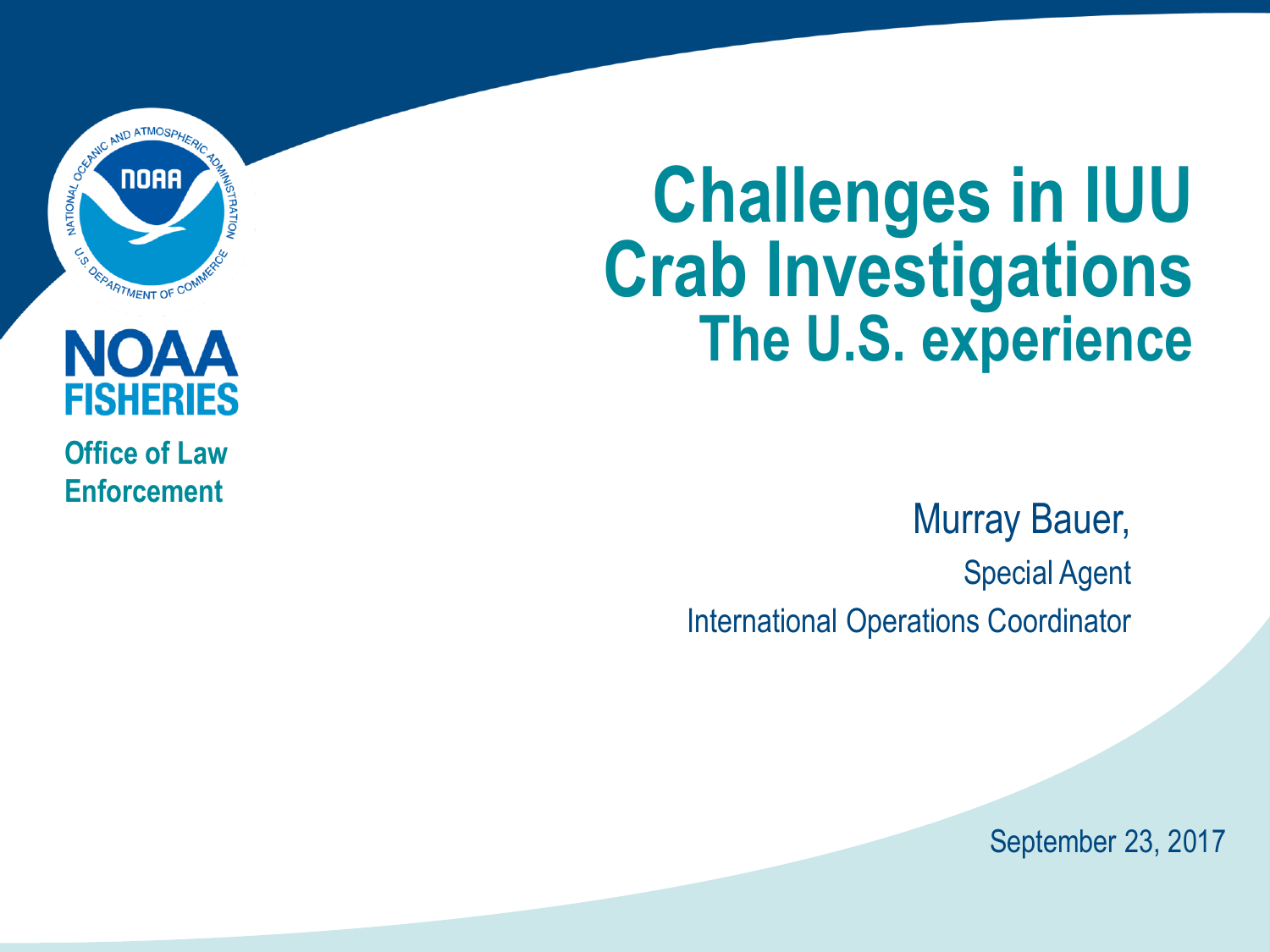NOAA FISHERIES

Office of Law Enforcement

# Challenges in IUU Crab Investigations

## The U.S. experience

Murray Bauer,

Special Agent

International Operations Coordinator

September 23, 2017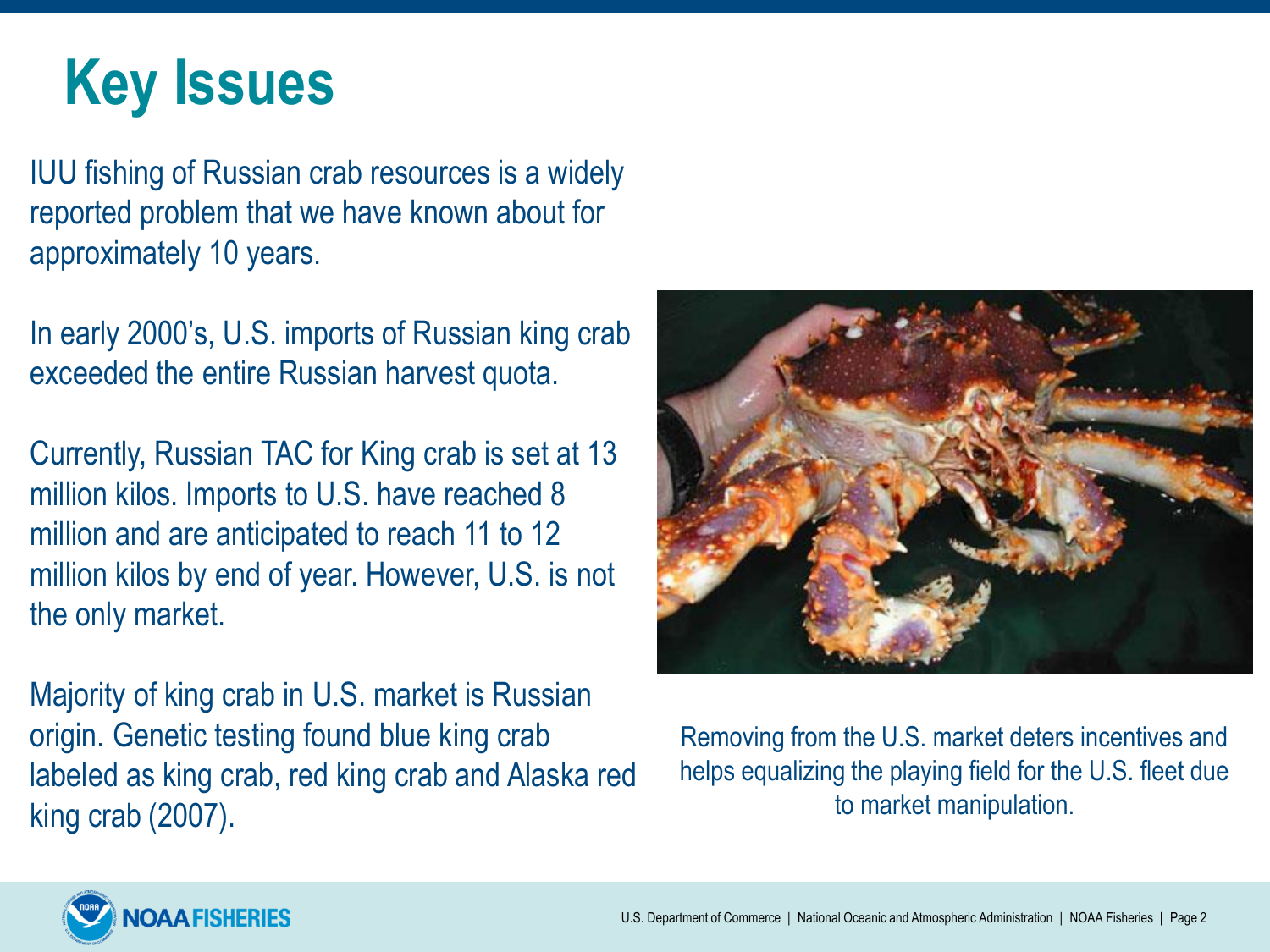# Key Issues

IUU fishing of Russian crab resources is a widely reported problem that we have known about for approximately 10 years.

In early 2000's, U.S. imports of Russian king crab exceeded the entire Russian harvest quota.

Currently, Russian TAC for King crab is set at 13 million kilos. Imports to U.S. have reached 8 million and are anticipated to reach 11 to 12 million kilos by end of year. However, U.S. is not the only market.

Majority of king crab in U.S. market is Russian origin. Genetic testing found blue king crab labeled as king crab, red king crab and Alaska red king crab (2007).

Removing from the U.S. market deters incentives and helps equalizing the playing field for the U.S. fleet due to market manipulation.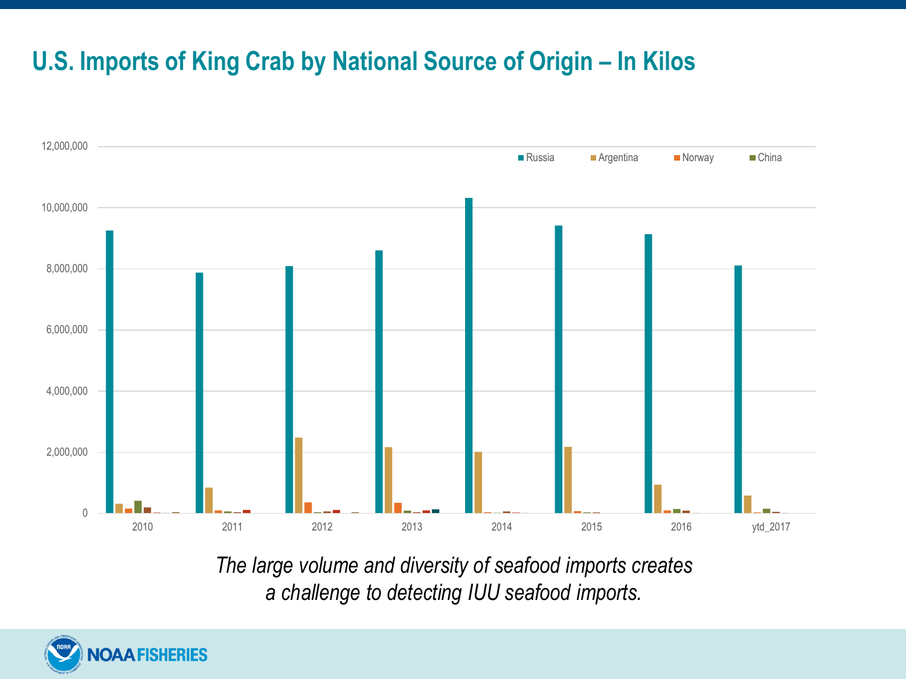# U.S. Imports of King Crab by National Source of Origin – In Kilos

Russia | Argentina | Norway | China

12,000,000
10,000,000
8,000,000
6,000,000
4,000,000
2,000,000
0

2010 | 2011 | 2012 | 2013 | 2014 | 2015 | 2016 | ytd_2017

*The large volume and diversity of seafood imports creates a challenge to detecting IUU seafood imports.*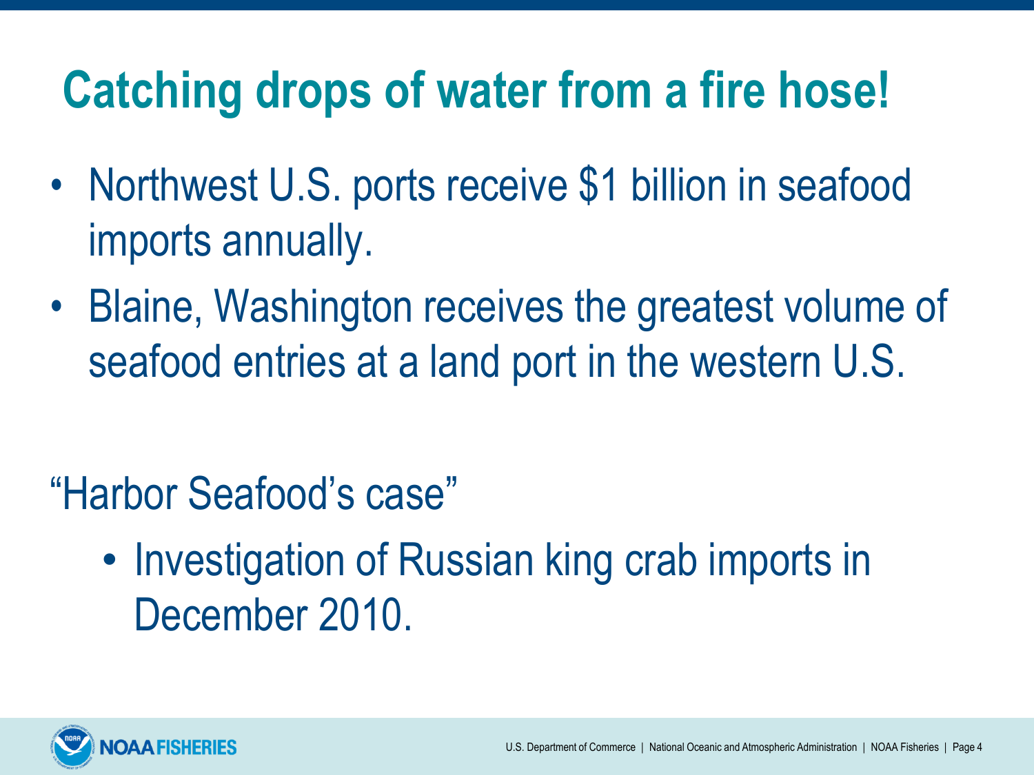# Catching drops of water from a fire hose!

- Northwest U.S. ports receive $1 billion in seafood imports annually.
- Blaine, Washington receives the greatest volume of seafood entries at a land port in the western U.S.

"Harbor Seafood's case"

- Investigation of Russian king crab imports in December 2010.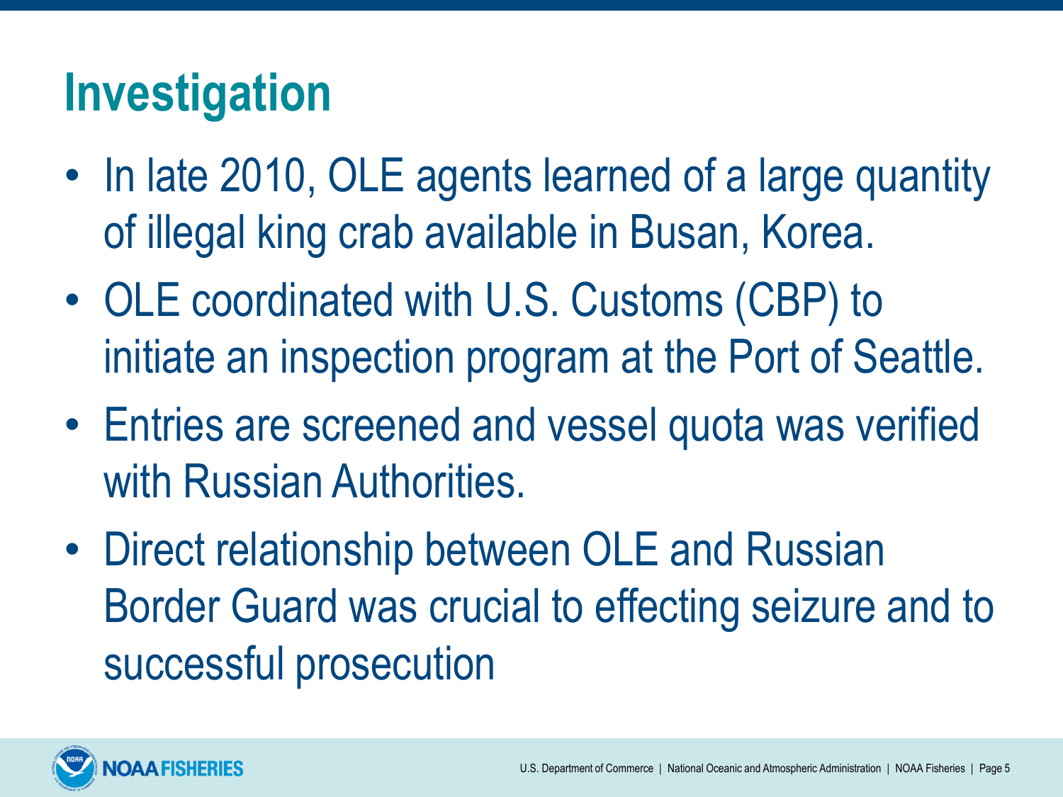# Investigation

- In late 2010, OLE agents learned of a large quantity of illegal king crab available in Busan, Korea.
- OLE coordinated with U.S. Customs (CBP) to initiate an inspection program at the Port of Seattle.
- Entries are screened and vessel quota was verified with Russian Authorities.
- Direct relationship between OLE and Russian Border Guard was crucial to effecting seizure and to successful prosecution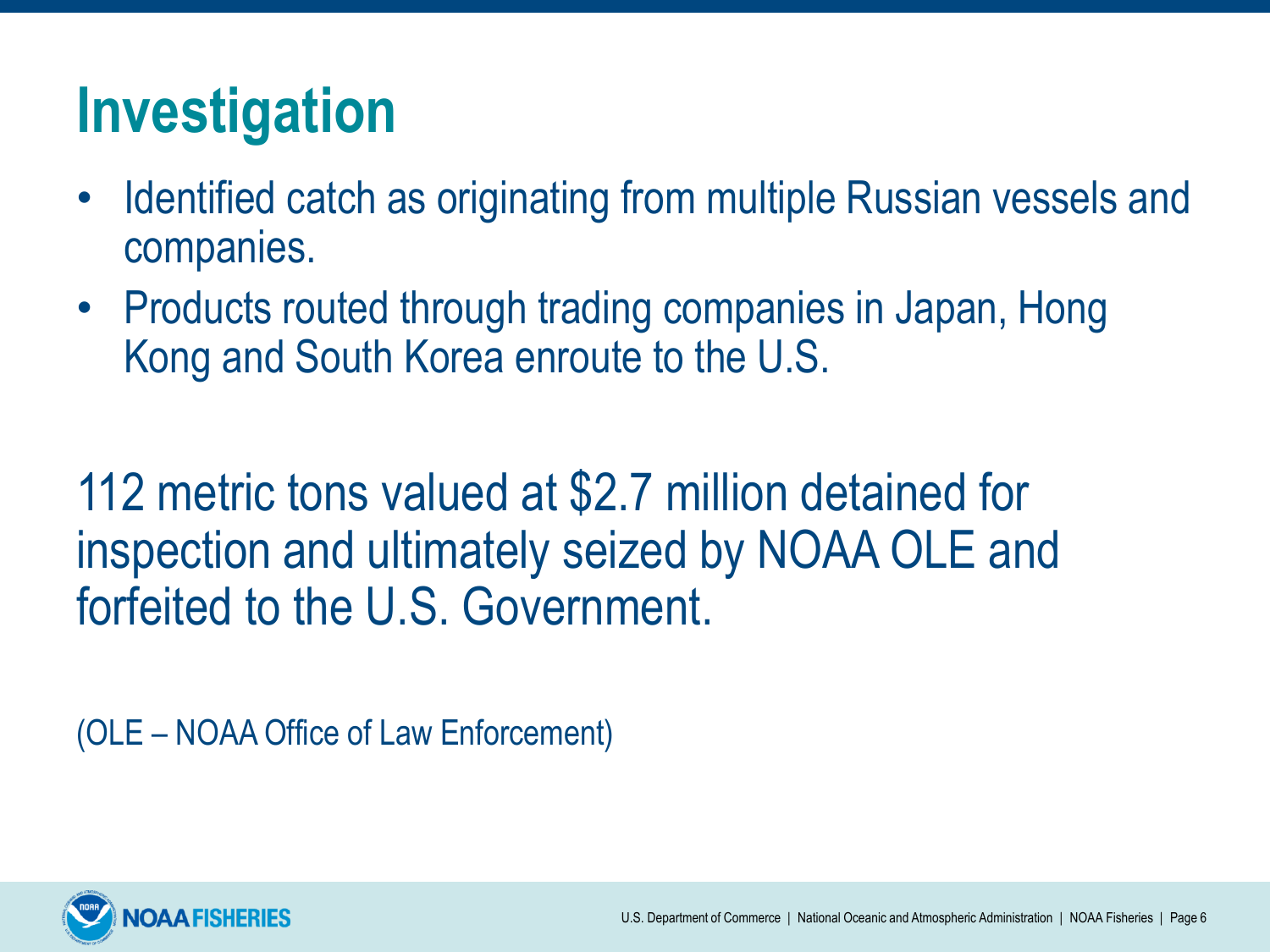# Investigation

- Identified catch as originating from multiple Russian vessels and companies.
- Products routed through trading companies in Japan, Hong Kong and South Korea enroute to the U.S.

112 metric tons valued at $2.7 million detained for inspection and ultimately seized by NOAA OLE and forfeited to the U.S. Government.

(OLE – NOAA Office of Law Enforcement)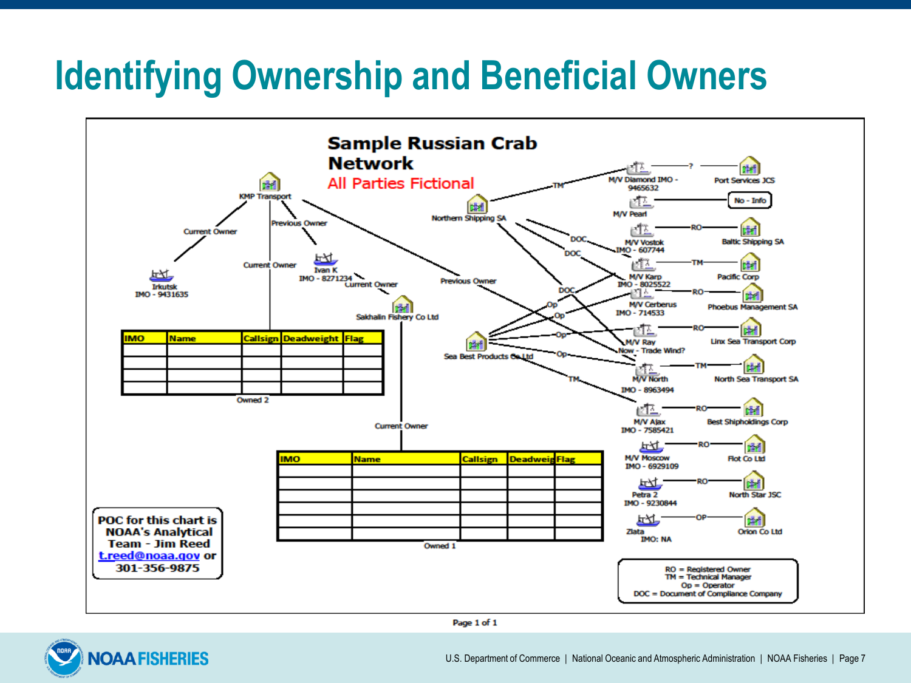# Identifying Ownership and Beneficial Owners

**Sample Russian Crab Network**

All Parties Fictional

KMP Transport

Current Owner — Irkutsk IMO - 9431635

Current Owner — Owned 2

| IMO | Name | Callsign | Deadweight | Flag |
|---|---|---|---|---|
| | | | | |
| | | | | |
| | | | | |
| | | | | |

Owned 2

Previous Owner — Ivan K IMO - 8271234

Current Owner — Sakhalin Fishery Co Ltd

Previous Owner

Sakhalin Fishery Co Ltd — Current Owner — Owned 1

| IMO | Name | Callsign | Deadweig | Flag |
|---|---|---|---|---|
| | | | | |
| | | | | |
| | | | | |
| | | | | |
| | | | | |
| | | | | |

Owned 1

Northern Shipping SA

Sea Best Products Co Ltd

- M/V Diamond IMO - 9465632 — ? — Port Services JCS
- M/V Pearl — No - Info
- M/V Vostok IMO - 607744 — RO — Baltic Shipping SA
- M/V Karp IMO - 8025522 — TM — Pacific Corp
- M/V Cerberus IMO - 714533 — RO — Phoebus Management SA
- M/V Ray Now - Trade Wind? — RO — Linx Sea Transport Corp
- M/V North IMO - 8963494 — TM — North Sea Transport SA
- M/V Ajax IMO - 7585421 — RO — Best Shipholdings Corp
- M/V Moscow IMO - 6929109 — RO — Flot Co Ltd
- Petra 2 IMO - 9230844 — RO — North Star JSC
- Zlata IMO: NA — OP — Orion Co Ltd

Northern Shipping SA: TM, DOC, DOC, DOC

Sea Best Products Co Ltd: Op, Op, Op, Op, TM

POC for this chart is NOAA's Analytical Team - Jim Reed t.reed@noaa.gov or 301-356-9875

RO = Registered Owner
TM = Technical Manager
Op = Operator
DOC = Document of Compliance Company

Page 1 of 1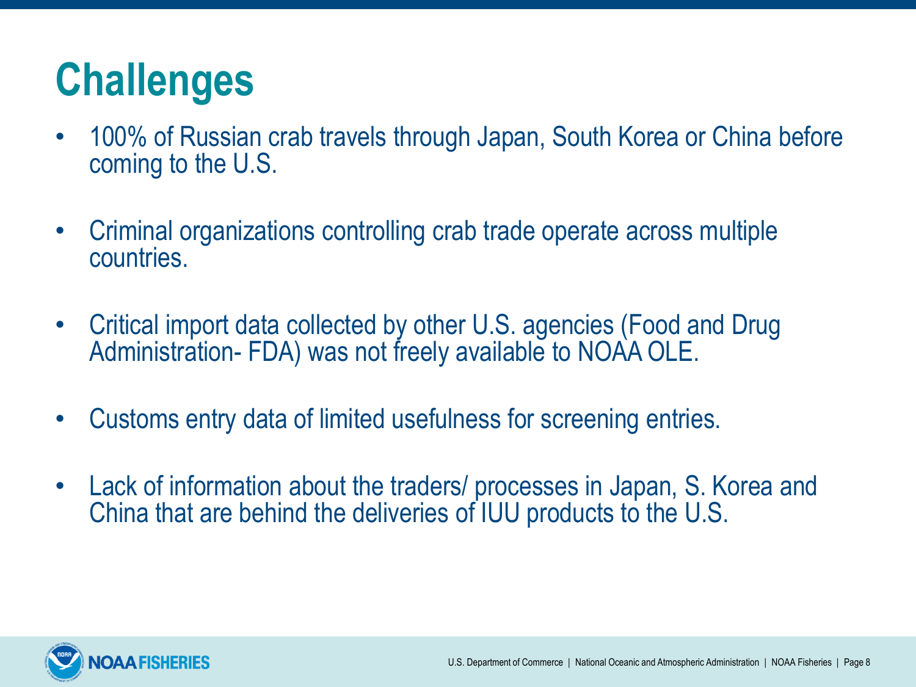# Challenges

- 100% of Russian crab travels through Japan, South Korea or China before coming to the U.S.
- Criminal organizations controlling crab trade operate across multiple countries.
- Critical import data collected by other U.S. agencies (Food and Drug Administration- FDA) was not freely available to NOAA OLE.
- Customs entry data of limited usefulness for screening entries.
- Lack of information about the traders/ processes in Japan, S. Korea and China that are behind the deliveries of IUU products to the U.S.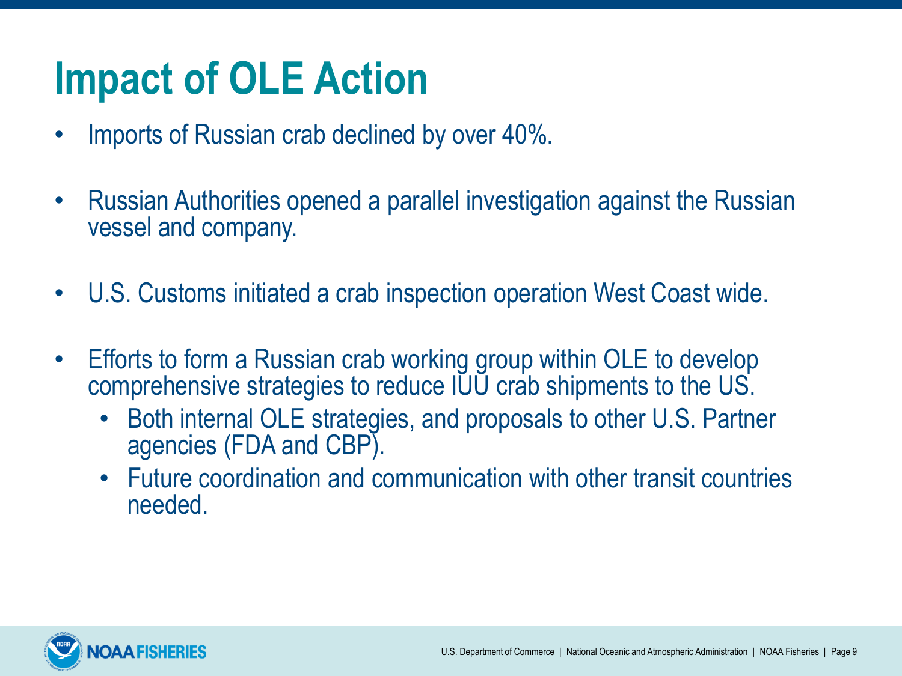# Impact of OLE Action

- Imports of Russian crab declined by over 40%.
- Russian Authorities opened a parallel investigation against the Russian vessel and company.
- U.S. Customs initiated a crab inspection operation West Coast wide.
- Efforts to form a Russian crab working group within OLE to develop comprehensive strategies to reduce IUU crab shipments to the US.
  - Both internal OLE strategies, and proposals to other U.S. Partner agencies (FDA and CBP).
  - Future coordination and communication with other transit countries needed.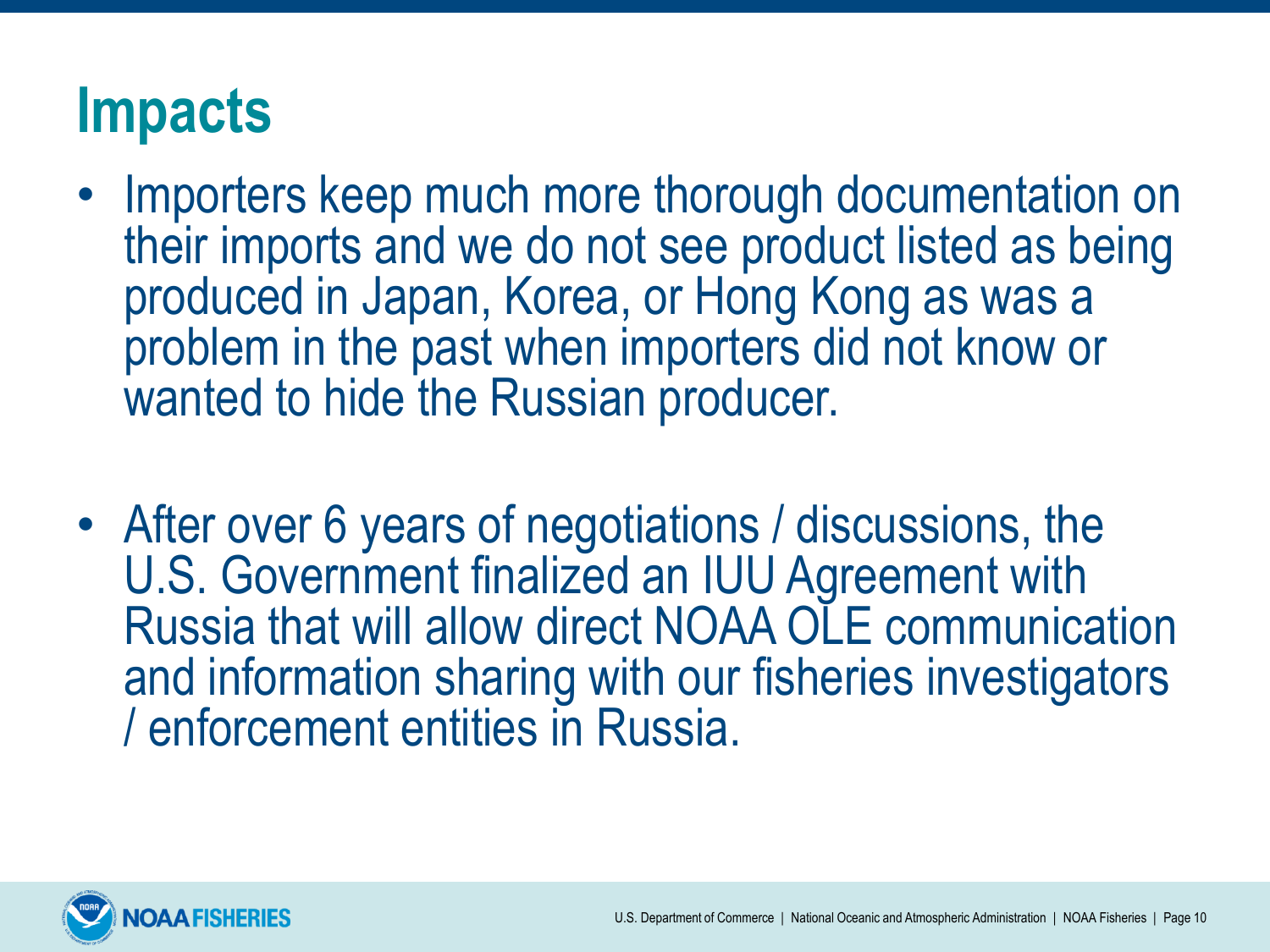# Impacts

- Importers keep much more thorough documentation on their imports and we do not see product listed as being produced in Japan, Korea, or Hong Kong as was a problem in the past when importers did not know or wanted to hide the Russian producer.

- After over 6 years of negotiations / discussions, the U.S. Government finalized an IUU Agreement with Russia that will allow direct NOAA OLE communication and information sharing with our fisheries investigators / enforcement entities in Russia.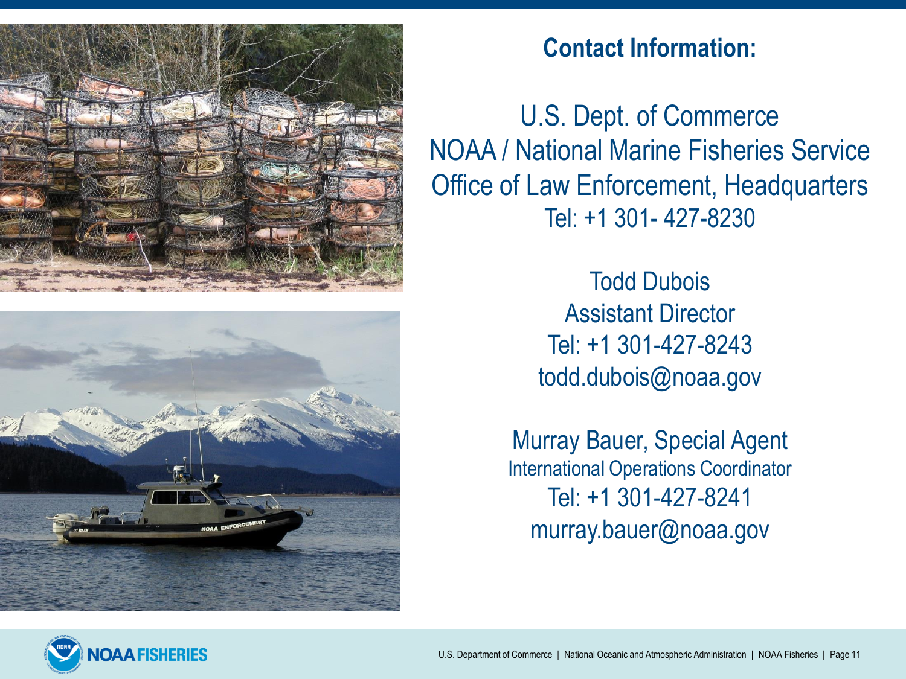## Contact Information:

U.S. Dept. of Commerce
NOAA / National Marine Fisheries Service
Office of Law Enforcement, Headquarters
Tel: +1 301- 427-8230

Todd Dubois
Assistant Director
Tel: +1 301-427-8243
todd.dubois@noaa.gov

Murray Bauer, Special Agent
International Operations Coordinator
Tel: +1 301-427-8241
murray.bauer@noaa.gov